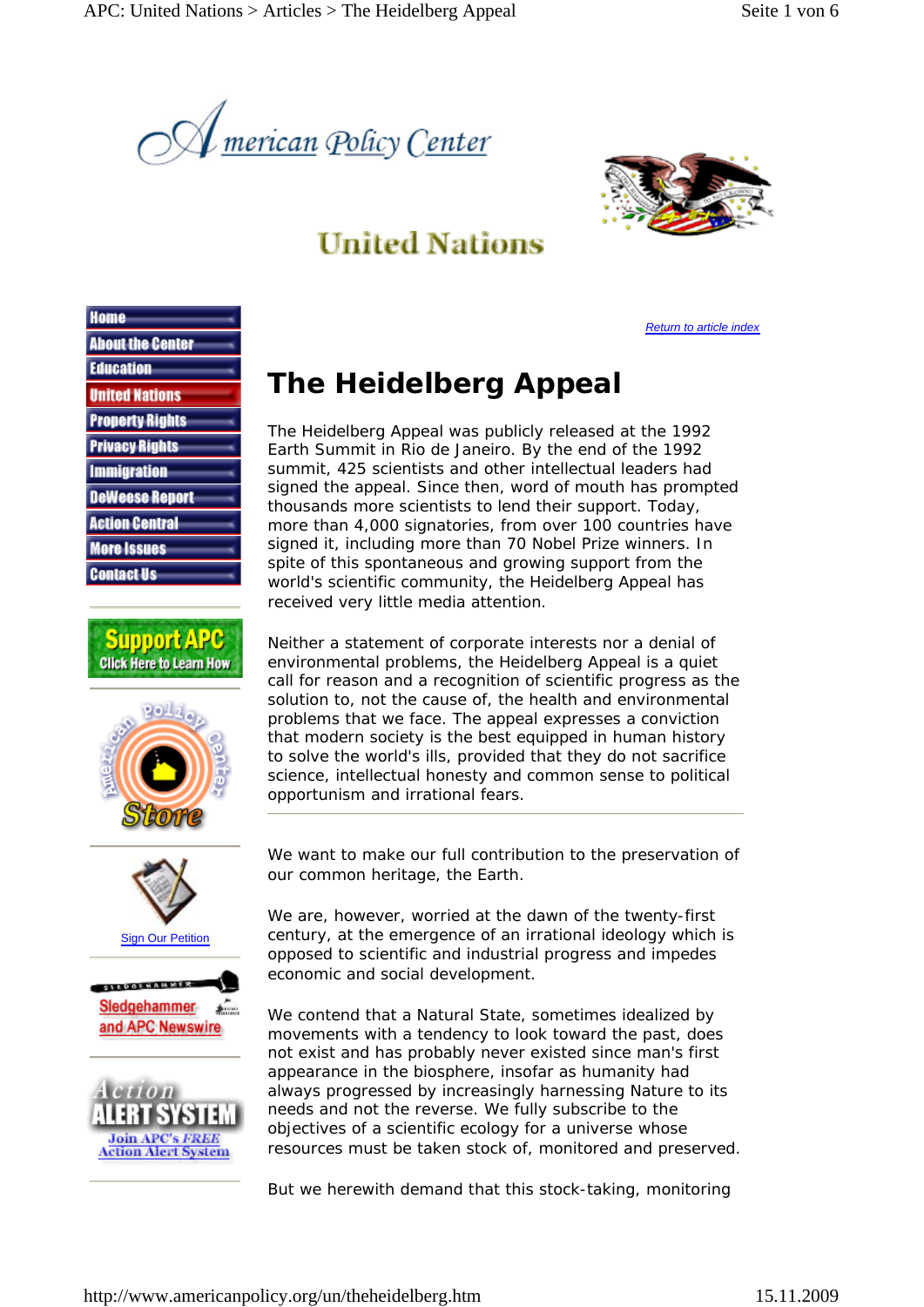American Policy Center

United Nations

- Home
- About the Center
- Education
- United Nations
- Property Rights
- Privacy Rights
- Immigration
- DeWeese Report
- Action Central
- More Issues
- Contact Us

Support APC Click Here to Learn How

Sign Our Petition

Sledgehammer and APC Newswire

Action ALERT SYSTEM Join APC's FREE Action Alert System

Return to article index

# The Heidelberg Appeal

The Heidelberg Appeal was publicly released at the 1992 Earth Summit in Rio de Janeiro. By the end of the 1992 summit, 425 scientists and other intellectual leaders had signed the appeal. Since then, word of mouth has prompted thousands more scientists to lend their support. Today, more than 4,000 signatories, from over 100 countries have signed it, including more than 70 Nobel Prize winners. In spite of this spontaneous and growing support from the world's scientific community, the Heidelberg Appeal has received very little media attention.

Neither a statement of corporate interests nor a denial of environmental problems, the Heidelberg Appeal is a quiet call for reason and a recognition of scientific progress as the solution to, not the cause of, the health and environmental problems that we face. The appeal expresses a conviction that modern society is the best equipped in human history to solve the world's ills, provided that they do not sacrifice science, intellectual honesty and common sense to political opportunism and irrational fears.

---

We want to make our full contribution to the preservation of our common heritage, the Earth.

We are, however, worried at the dawn of the twenty-first century, at the emergence of an irrational ideology which is opposed to scientific and industrial progress and impedes economic and social development.

We contend that a Natural State, sometimes idealized by movements with a tendency to look toward the past, does not exist and has probably never existed since man's first appearance in the biosphere, insofar as humanity had always progressed by increasingly harnessing Nature to its needs and not the reverse. We fully subscribe to the objectives of a scientific ecology for a universe whose resources must be taken stock of, monitored and preserved.

But we herewith demand that this stock-taking, monitoring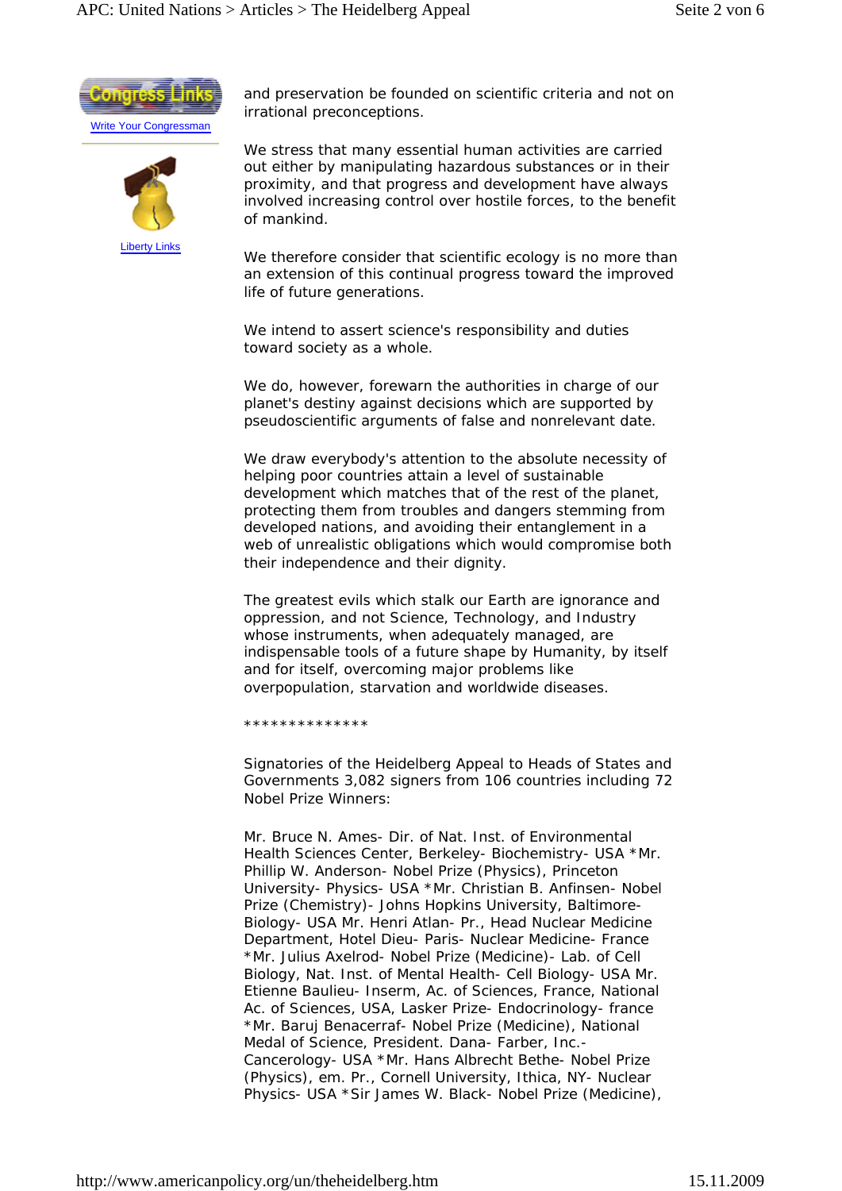and preservation be founded on scientific criteria and not on irrational preconceptions.

We stress that many essential human activities are carried out either by manipulating hazardous substances or in their proximity, and that progress and development have always involved increasing control over hostile forces, to the benefit of mankind.

We therefore consider that scientific ecology is no more than an extension of this continual progress toward the improved life of future generations.

We intend to assert science's responsibility and duties toward society as a whole.

We do, however, forewarn the authorities in charge of our planet's destiny against decisions which are supported by pseudoscientific arguments of false and nonrelevant date.

We draw everybody's attention to the absolute necessity of helping poor countries attain a level of sustainable development which matches that of the rest of the planet, protecting them from troubles and dangers stemming from developed nations, and avoiding their entanglement in a web of unrealistic obligations which would compromise both their independence and their dignity.

The greatest evils which stalk our Earth are ignorance and oppression, and not Science, Technology, and Industry whose instruments, when adequately managed, are indispensable tools of a future shape by Humanity, by itself and for itself, overcoming major problems like overpopulation, starvation and worldwide diseases.

**************

Signatories of the Heidelberg Appeal to Heads of States and Governments 3,082 signers from 106 countries including 72 Nobel Prize Winners:

Mr. Bruce N. Ames- Dir. of Nat. Inst. of Environmental Health Sciences Center, Berkeley- Biochemistry- USA *Mr. Phillip W. Anderson- Nobel Prize (Physics), Princeton University- Physics- USA *Mr. Christian B. Anfinsen- Nobel Prize (Chemistry)- Johns Hopkins University, Baltimore- Biology- USA Mr. Henri Atlan- Pr., Head Nuclear Medicine Department, Hotel Dieu- Paris- Nuclear Medicine- France *Mr. Julius Axelrod- Nobel Prize (Medicine)- Lab. of Cell Biology, Nat. Inst. of Mental Health- Cell Biology- USA Mr. Etienne Baulieu- Inserm, Ac. of Sciences, France, National Ac. of Sciences, USA, Lasker Prize- Endocrinology- france *Mr. Baruj Benacerraf- Nobel Prize (Medicine), National Medal of Science, President. Dana- Farber, Inc.- Cancerology- USA *Mr. Hans Albrecht Bethe- Nobel Prize (Physics), em. Pr., Cornell University, Ithica, NY- Nuclear Physics- USA *Sir James W. Black- Nobel Prize (Medicine),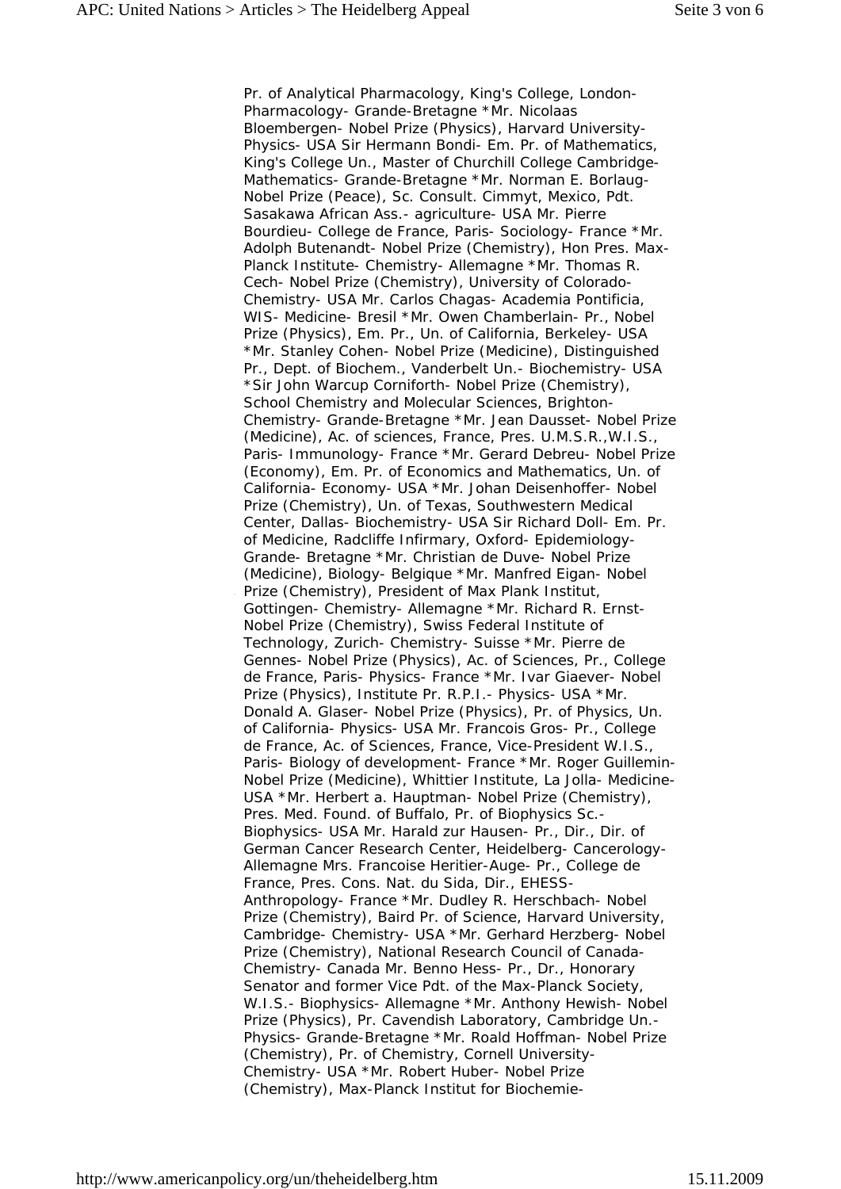Pr. of Analytical Pharmacology, King's College, London- Pharmacology- Grande-Bretagne *Mr. Nicolaas Bloembergen- Nobel Prize (Physics), Harvard University- Physics- USA Sir Hermann Bondi- Em. Pr. of Mathematics, King's College Un., Master of Churchill College Cambridge- Mathematics- Grande-Bretagne *Mr. Norman E. Borlaug- Nobel Prize (Peace), Sc. Consult. Cimmyt, Mexico, Pdt. Sasakawa African Ass.- agriculture- USA Mr. Pierre Bourdieu- College de France, Paris- Sociology- France *Mr. Adolph Butenandt- Nobel Prize (Chemistry), Hon Pres. Max-Planck Institute- Chemistry- Allemagne *Mr. Thomas R. Cech- Nobel Prize (Chemistry), University of Colorado- Chemistry- USA Mr. Carlos Chagas- Academia Pontificia, WIS- Medicine- Bresil *Mr. Owen Chamberlain- Pr., Nobel Prize (Physics), Em. Pr., Un. of California, Berkeley- USA *Mr. Stanley Cohen- Nobel Prize (Medicine), Distinguished Pr., Dept. of Biochem., Vanderbelt Un.- Biochemistry- USA *Sir John Warcup Corniforth- Nobel Prize (Chemistry), School Chemistry and Molecular Sciences, Brighton- Chemistry- Grande-Bretagne *Mr. Jean Dausset- Nobel Prize (Medicine), Ac. of sciences, France, Pres. U.M.S.R.,W.I.S., Paris- Immunology- France *Mr. Gerard Debreu- Nobel Prize (Economy), Em. Pr. of Economics and Mathematics, Un. of California- Economy- USA *Mr. Johan Deisenhoffer- Nobel Prize (Chemistry), Un. of Texas, Southwestern Medical Center, Dallas- Biochemistry- USA Sir Richard Doll- Em. Pr. of Medicine, Radcliffe Infirmary, Oxford- Epidemiology- Grande- Bretagne *Mr. Christian de Duve- Nobel Prize (Medicine), Biology- Belgique *Mr. Manfred Eigan- Nobel Prize (Chemistry), President of Max Plank Institut, Gottingen- Chemistry- Allemagne *Mr. Richard R. Ernst- Nobel Prize (Chemistry), Swiss Federal Institute of Technology, Zurich- Chemistry- Suisse *Mr. Pierre de Gennes- Nobel Prize (Physics), Ac. of Sciences, Pr., College de France, Paris- Physics- France *Mr. Ivar Giaever- Nobel Prize (Physics), Institute Pr. R.P.I.- Physics- USA *Mr. Donald A. Glaser- Nobel Prize (Physics), Pr. of Physics, Un. of California- Physics- USA Mr. Francois Gros- Pr., College de France, Ac. of Sciences, France, Vice-President W.I.S., Paris- Biology of development- France *Mr. Roger Guillemin- Nobel Prize (Medicine), Whittier Institute, La Jolla- Medicine- USA *Mr. Herbert a. Hauptman- Nobel Prize (Chemistry), Pres. Med. Found. of Buffalo, Pr. of Biophysics Sc.- Biophysics- USA Mr. Harald zur Hausen- Pr., Dir., Dir. of German Cancer Research Center, Heidelberg- Cancerology- Allemagne Mrs. Francoise Heritier-Auge- Pr., College de France, Pres. Cons. Nat. du Sida, Dir., EHESS- Anthropology- France *Mr. Dudley R. Herschbach- Nobel Prize (Chemistry), Baird Pr. of Science, Harvard University, Cambridge- Chemistry- USA *Mr. Gerhard Herzberg- Nobel Prize (Chemistry), National Research Council of Canada- Chemistry- Canada Mr. Benno Hess- Pr., Dr., Honorary Senator and former Vice Pdt. of the Max-Planck Society, W.I.S.- Biophysics- Allemagne *Mr. Anthony Hewish- Nobel Prize (Physics), Pr. Cavendish Laboratory, Cambridge Un.- Physics- Grande-Bretagne *Mr. Roald Hoffman- Nobel Prize (Chemistry), Pr. of Chemistry, Cornell University- Chemistry- USA *Mr. Robert Huber- Nobel Prize (Chemistry), Max-Planck Institut for Biochemie-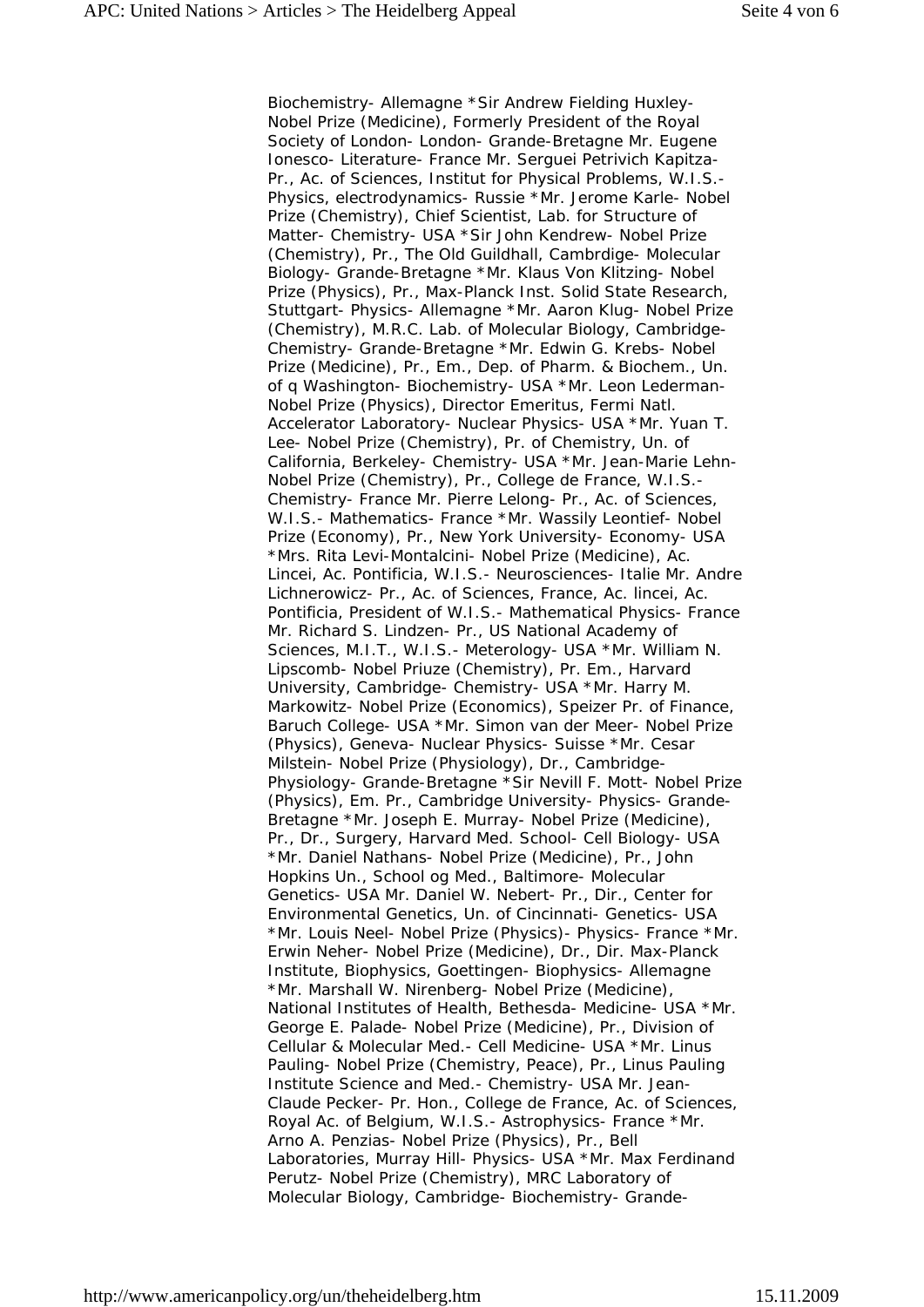Biochemistry- Allemagne *Sir Andrew Fielding Huxley- Nobel Prize (Medicine), Formerly President of the Royal Society of London- London- Grande-Bretagne Mr. Eugene Ionesco- Literature- France Mr. Serguei Petrivich Kapitza- Pr., Ac. of Sciences, Institut for Physical Problems, W.I.S.- Physics, electrodynamics- Russie *Mr. Jerome Karle- Nobel Prize (Chemistry), Chief Scientist, Lab. for Structure of Matter- Chemistry- USA *Sir John Kendrew- Nobel Prize (Chemistry), Pr., The Old Guildhall, Cambrdige- Molecular Biology- Grande-Bretagne *Mr. Klaus Von Klitzing- Nobel Prize (Physics), Pr., Max-Planck Inst. Solid State Research, Stuttgart- Physics- Allemagne *Mr. Aaron Klug- Nobel Prize (Chemistry), M.R.C. Lab. of Molecular Biology, Cambridge- Chemistry- Grande-Bretagne *Mr. Edwin G. Krebs- Nobel Prize (Medicine), Pr., Em., Dep. of Pharm. & Biochem., Un. of q Washington- Biochemistry- USA *Mr. Leon Lederman- Nobel Prize (Physics), Director Emeritus, Fermi Natl. Accelerator Laboratory- Nuclear Physics- USA *Mr. Yuan T. Lee- Nobel Prize (Chemistry), Pr. of Chemistry, Un. of California, Berkeley- Chemistry- USA *Mr. Jean-Marie Lehn- Nobel Prize (Chemistry), Pr., College de France, W.I.S.- Chemistry- France Mr. Pierre Lelong- Pr., Ac. of Sciences, W.I.S.- Mathematics- France *Mr. Wassily Leontief- Nobel Prize (Economy), Pr., New York University- Economy- USA *Mrs. Rita Levi-Montalcini- Nobel Prize (Medicine), Ac. Lincei, Ac. Pontificia, W.I.S.- Neurosciences- Italie Mr. Andre Lichnerowicz- Pr., Ac. of Sciences, France, Ac. lincei, Ac. Pontificia, President of W.I.S.- Mathematical Physics- France Mr. Richard S. Lindzen- Pr., US National Academy of Sciences, M.I.T., W.I.S.- Meterology- USA *Mr. William N. Lipscomb- Nobel Priuze (Chemistry), Pr. Em., Harvard University, Cambridge- Chemistry- USA *Mr. Harry M. Markowitz- Nobel Prize (Economics), Speizer Pr. of Finance, Baruch College- USA *Mr. Simon van der Meer- Nobel Prize (Physics), Geneva- Nuclear Physics- Suisse *Mr. Cesar Milstein- Nobel Prize (Physiology), Dr., Cambridge- Physiology- Grande-Bretagne *Sir Nevill F. Mott- Nobel Prize (Physics), Em. Pr., Cambridge University- Physics- Grande-Bretagne *Mr. Joseph E. Murray- Nobel Prize (Medicine), Pr., Dr., Surgery, Harvard Med. School- Cell Biology- USA *Mr. Daniel Nathans- Nobel Prize (Medicine), Pr., John Hopkins Un., School og Med., Baltimore- Molecular Genetics- USA Mr. Daniel W. Nebert- Pr., Dir., Center for Environmental Genetics, Un. of Cincinnati- Genetics- USA *Mr. Louis Neel- Nobel Prize (Physics)- Physics- France *Mr. Erwin Neher- Nobel Prize (Medicine), Dr., Dir. Max-Planck Institute, Biophysics, Goettingen- Biophysics- Allemagne *Mr. Marshall W. Nirenberg- Nobel Prize (Medicine), National Institutes of Health, Bethesda- Medicine- USA *Mr. George E. Palade- Nobel Prize (Medicine), Pr., Division of Cellular & Molecular Med.- Cell Medicine- USA *Mr. Linus Pauling- Nobel Prize (Chemistry, Peace), Pr., Linus Pauling Institute Science and Med.- Chemistry- USA Mr. Jean-Claude Pecker- Pr. Hon., College de France, Ac. of Sciences, Royal Ac. of Belgium, W.I.S.- Astrophysics- France *Mr. Arno A. Penzias- Nobel Prize (Physics), Pr., Bell Laboratories, Murray Hill- Physics- USA *Mr. Max Ferdinand Perutz- Nobel Prize (Chemistry), MRC Laboratory of Molecular Biology, Cambridge- Biochemistry- Grande-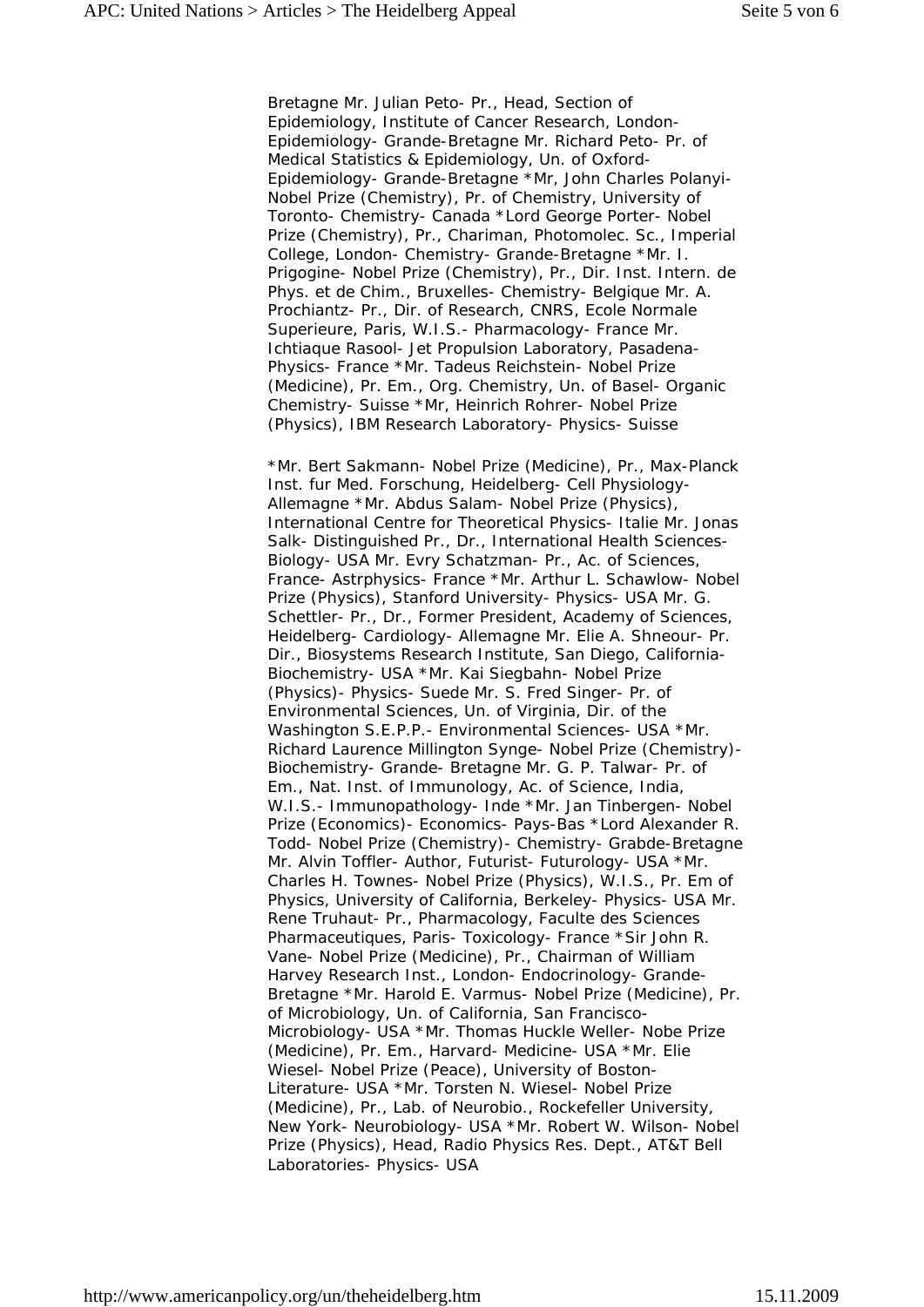Bretagne Mr. Julian Peto- Pr., Head, Section of Epidemiology, Institute of Cancer Research, London- Epidemiology- Grande-Bretagne Mr. Richard Peto- Pr. of Medical Statistics & Epidemiology, Un. of Oxford- Epidemiology- Grande-Bretagne *Mr, John Charles Polanyi- Nobel Prize (Chemistry), Pr. of Chemistry, University of Toronto- Chemistry- Canada *Lord George Porter- Nobel Prize (Chemistry), Pr., Chariman, Photomolec. Sc., Imperial College, London- Chemistry- Grande-Bretagne *Mr. I. Prigogine- Nobel Prize (Chemistry), Pr., Dir. Inst. Intern. de Phys. et de Chim., Bruxelles- Chemistry- Belgique Mr. A. Prochiantz- Pr., Dir. of Research, CNRS, Ecole Normale Superieure, Paris, W.I.S.- Pharmacology- France Mr. Ichtiaque Rasool- Jet Propulsion Laboratory, Pasadena- Physics- France *Mr. Tadeus Reichstein- Nobel Prize (Medicine), Pr. Em., Org. Chemistry, Un. of Basel- Organic Chemistry- Suisse *Mr, Heinrich Rohrer- Nobel Prize (Physics), IBM Research Laboratory- Physics- Suisse

*Mr. Bert Sakmann- Nobel Prize (Medicine), Pr., Max-Planck Inst. fur Med. Forschung, Heidelberg- Cell Physiology- Allemagne *Mr. Abdus Salam- Nobel Prize (Physics), International Centre for Theoretical Physics- Italie Mr. Jonas Salk- Distinguished Pr., Dr., International Health Sciences- Biology- USA Mr. Evry Schatzman- Pr., Ac. of Sciences, France- Astrphysics- France *Mr. Arthur L. Schawlow- Nobel Prize (Physics), Stanford University- Physics- USA Mr. G. Schettler- Pr., Dr., Former President, Academy of Sciences, Heidelberg- Cardiology- Allemagne Mr. Elie A. Shneour- Pr. Dir., Biosystems Research Institute, San Diego, California- Biochemistry- USA *Mr. Kai Siegbahn- Nobel Prize (Physics)- Physics- Suede Mr. S. Fred Singer- Pr. of Environmental Sciences, Un. of Virginia, Dir. of the Washington S.E.P.P.- Environmental Sciences- USA *Mr. Richard Laurence Millington Synge- Nobel Prize (Chemistry)- Biochemistry- Grande- Bretagne Mr. G. P. Talwar- Pr. of Em., Nat. Inst. of Immunology, Ac. of Science, India, W.I.S.- Immunopathology- Inde *Mr. Jan Tinbergen- Nobel Prize (Economics)- Economics- Pays-Bas *Lord Alexander R. Todd- Nobel Prize (Chemistry)- Chemistry- Grabde-Bretagne Mr. Alvin Toffler- Author, Futurist- Futurology- USA *Mr. Charles H. Townes- Nobel Prize (Physics), W.I.S., Pr. Em of Physics, University of California, Berkeley- Physics- USA Mr. Rene Truhaut- Pr., Pharmacology, Faculte des Sciences Pharmaceutiques, Paris- Toxicology- France *Sir John R. Vane- Nobel Prize (Medicine), Pr., Chairman of William Harvey Research Inst., London- Endocrinology- Grande- Bretagne *Mr. Harold E. Varmus- Nobel Prize (Medicine), Pr. of Microbiology, Un. of California, San Francisco- Microbiology- USA *Mr. Thomas Huckle Weller- Nobe Prize (Medicine), Pr. Em., Harvard- Medicine- USA *Mr. Elie Wiesel- Nobel Prize (Peace), University of Boston- Literature- USA *Mr. Torsten N. Wiesel- Nobel Prize (Medicine), Pr., Lab. of Neurobio., Rockefeller University, New York- Neurobiology- USA *Mr. Robert W. Wilson- Nobel Prize (Physics), Head, Radio Physics Res. Dept., AT&T Bell Laboratories- Physics- USA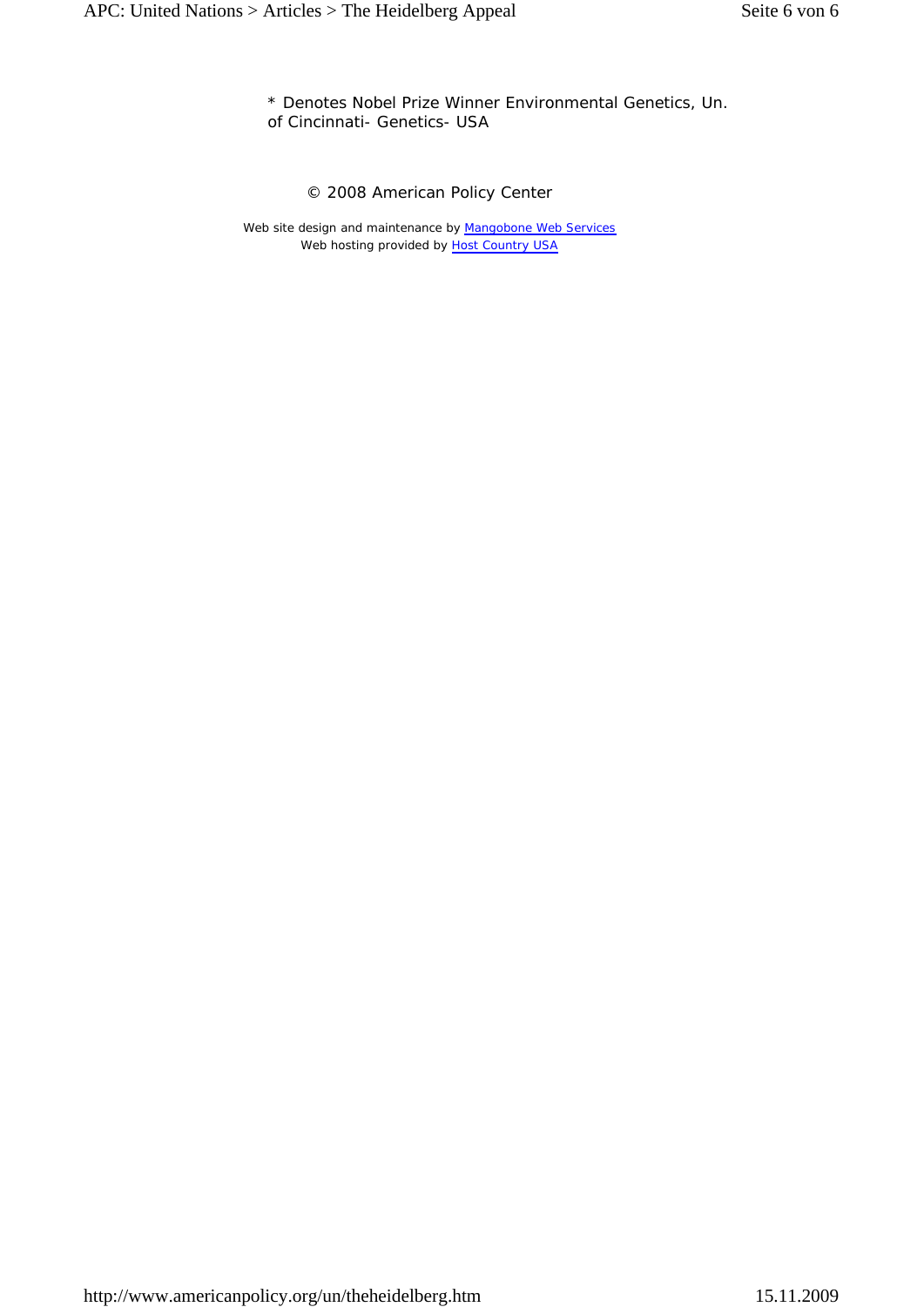* Denotes Nobel Prize Winner Environmental Genetics, Un. of Cincinnati- Genetics- USA

© 2008 American Policy Center

Web site design and maintenance by Mangobone Web Services
Web hosting provided by Host Country USA